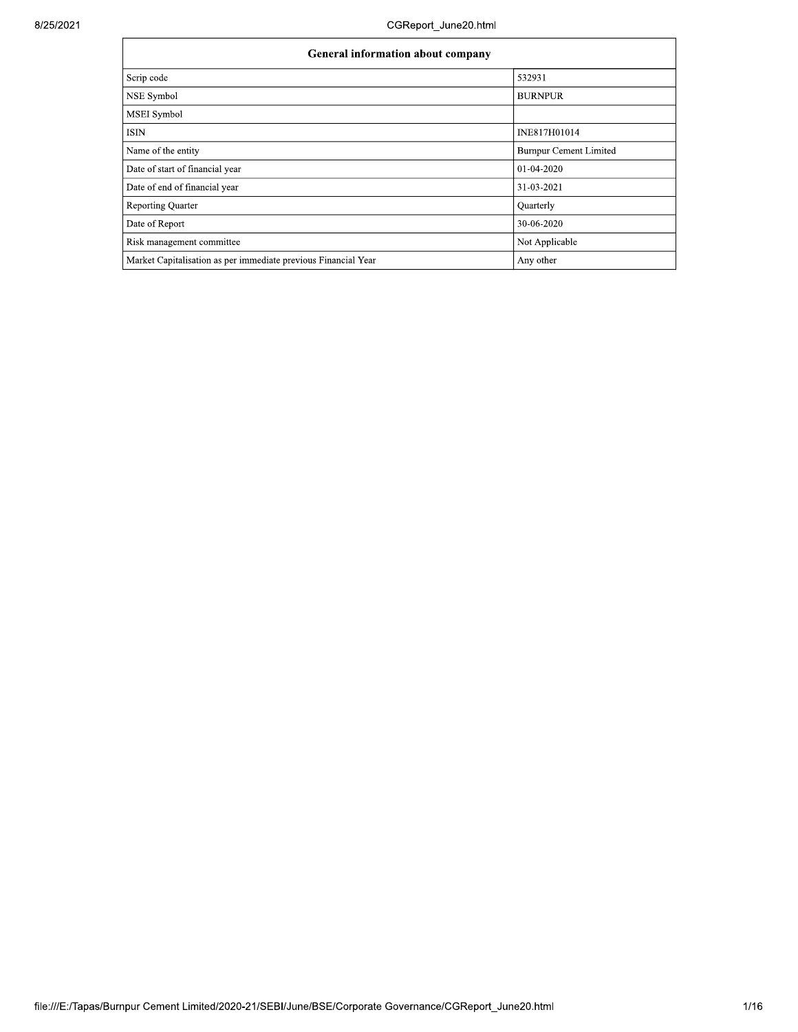| General information about company | |
|---|---|
| Scrip code | 532931 |
| NSE Symbol | BURNPUR |
| MSEI Symbol | |
| ISIN | INE817H01014 |
| Name of the entity | Burnpur Cement Limited |
| Date of start of financial year | 01-04-2020 |
| Date of end of financial year | 31-03-2021 |
| Reporting Quarter | Quarterly |
| Date of Report | 30-06-2020 |
| Risk management committee | Not Applicable |
| Market Capitalisation as per immediate previous Financial Year | Any other |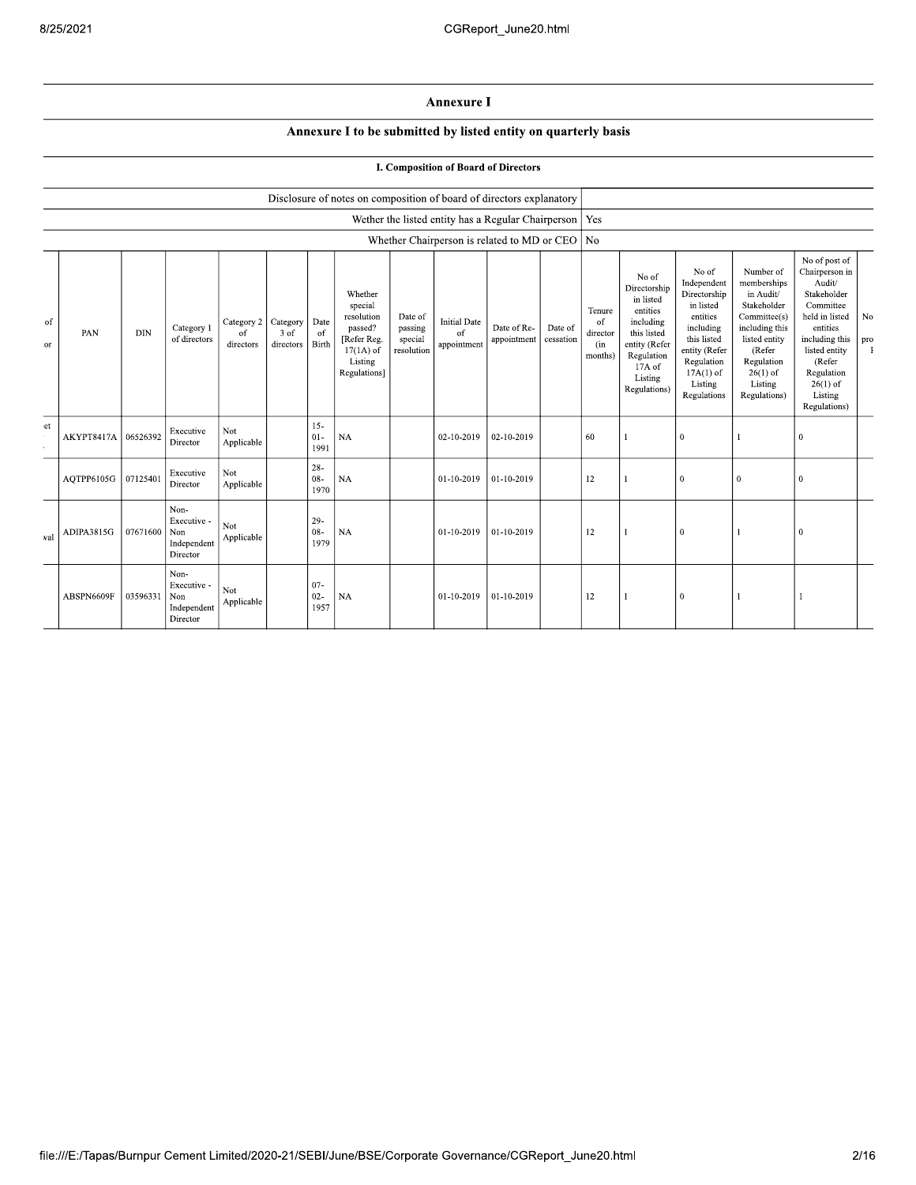# Annexure I

## Annexure I to be submitted by listed entity on quarterly basis

### I. Composition of Board of Directors

| Disclosure of notes on composition of board of directors explanatory | |
|---|---|
| Wether the listed entity has a Regular Chairperson | Yes |
| Whether Chairperson is related to MD or CEO | No |

| of ... or | PAN | DIN | Category 1 of directors | Category 2 of directors | Category 3 of directors | Date of Birth | Whether special resolution passed? [Refer Reg. 17(1A) of Listing Regulations] | Date of passing special resolution | Initial Date of appointment | Date of Re-appointment | Date of cessation | Tenure of director (in months) | No of Directorship in listed entities including this listed entity (Refer Regulation 17A of Listing Regulations) | No of Independent Directorship in listed entities including this listed entity (Refer Regulation 17A(1) of Listing Regulations | Number of memberships in Audit/ Stakeholder Committee(s) including this listed entity (Refer Regulation 26(1) of Listing Regulations) | No of post of Chairperson in Audit/ Stakeholder Committee held in listed entities including this listed entity (Refer Regulation 26(1) of Listing Regulations) | No pro |
|---|---|---|---|---|---|---|---|---|---|---|---|---|---|---|---|---|---|
| et | AKYPT8417A | 06526392 | Executive Director | Not Applicable | | 15-01-1991 | NA | | 02-10-2019 | 02-10-2019 | | 60 | 1 | 0 | 1 | 0 | |
| | AQTPP6105G | 07125401 | Executive Director | Not Applicable | | 28-08-1970 | NA | | 01-10-2019 | 01-10-2019 | | 12 | 1 | 0 | 0 | 0 | |
| wal | ADIPA3815G | 07671600 | Non-Executive - Non Independent Director | Not Applicable | | 29-08-1979 | NA | | 01-10-2019 | 01-10-2019 | | 12 | 1 | 0 | 1 | 0 | |
| | ABSPN6609F | 03596331 | Non-Executive - Non Independent Director | Not Applicable | | 07-02-1957 | NA | | 01-10-2019 | 01-10-2019 | | 12 | 1 | 0 | 1 | 1 | |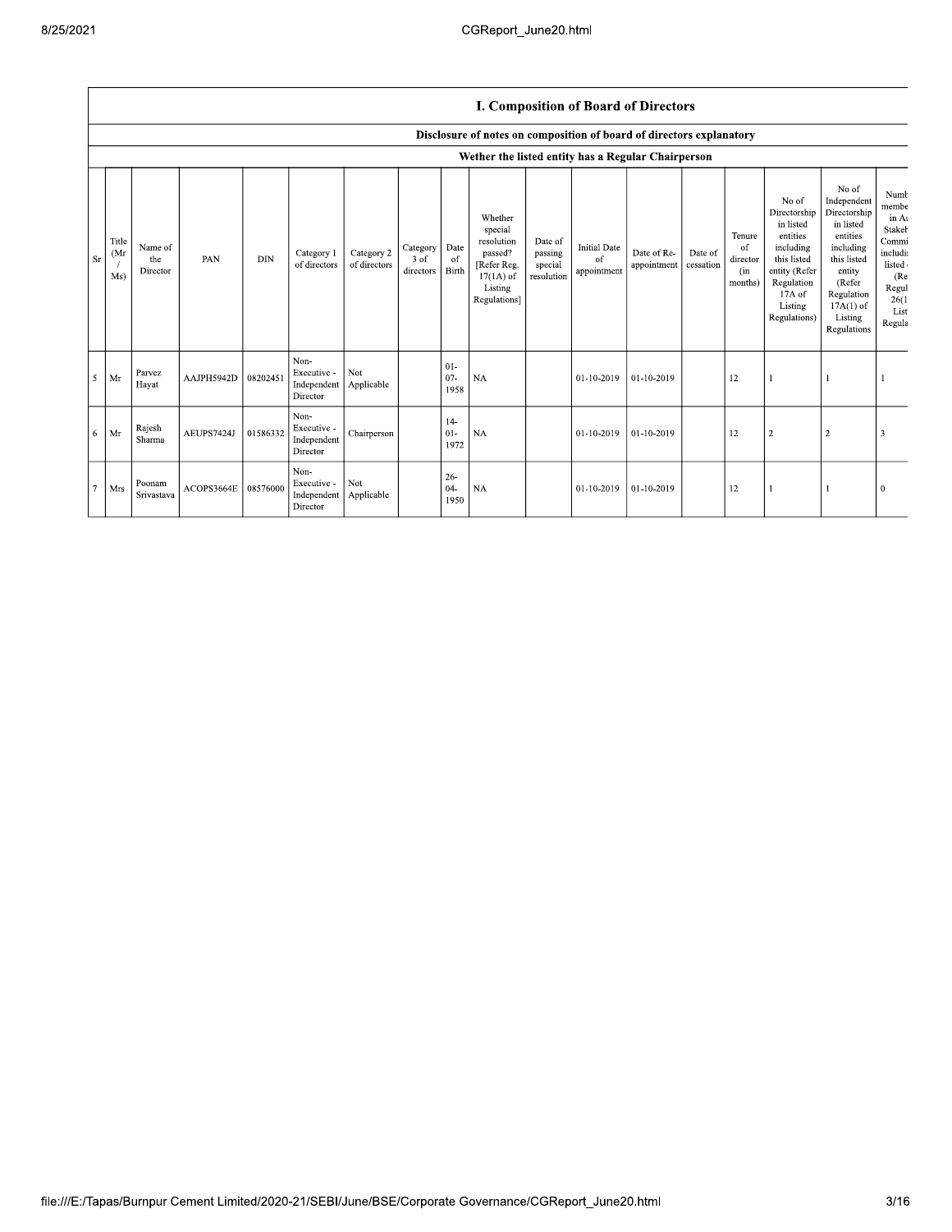## I. Composition of Board of Directors

**Disclosure of notes on composition of board of directors explanatory**

**Wether the listed entity has a Regular Chairperson**

| Sr | Title (Mr / Ms) | Name of the Director | PAN | DIN | Category 1 of directors | Category 2 of directors | Category 3 of directors | Date of Birth | Whether special resolution passed? [Refer Reg. 17(1A) of Listing Regulations] | Date of passing special resolution | Initial Date of appointment | Date of Re-appointment | Date of cessation | Tenure of director (in months) | No of Directorship in listed entities including this listed entity (Refer Regulation 17A of Listing Regulations) | No of Independent Directorship in listed entities including this listed entity (Refer Regulation 17A(1) of Listing Regulations | Numb membe in A Stakeh Commi includi listed (Re Regul 26(1 List Regula |
|---|---|---|---|---|---|---|---|---|---|---|---|---|---|---|---|---|---|
| 5 | Mr | Parvez Hayat | AAJPH5942D | 08202451 | Non-Executive - Independent Director | Not Applicable | | 01-07-1958 | NA | | 01-10-2019 | 01-10-2019 | | 12 | 1 | 1 | 1 |
| 6 | Mr | Rajesh Sharma | AEUPS7424J | 01586332 | Non-Executive - Independent Director | Chairperson | | 14-01-1972 | NA | | 01-10-2019 | 01-10-2019 | | 12 | 2 | 2 | 3 |
| 7 | Mrs | Poonam Srivastava | ACOPS3664E | 08576000 | Non-Executive - Independent Director | Not Applicable | | 26-04-1950 | NA | | 01-10-2019 | 01-10-2019 | | 12 | 1 | 1 | 0 |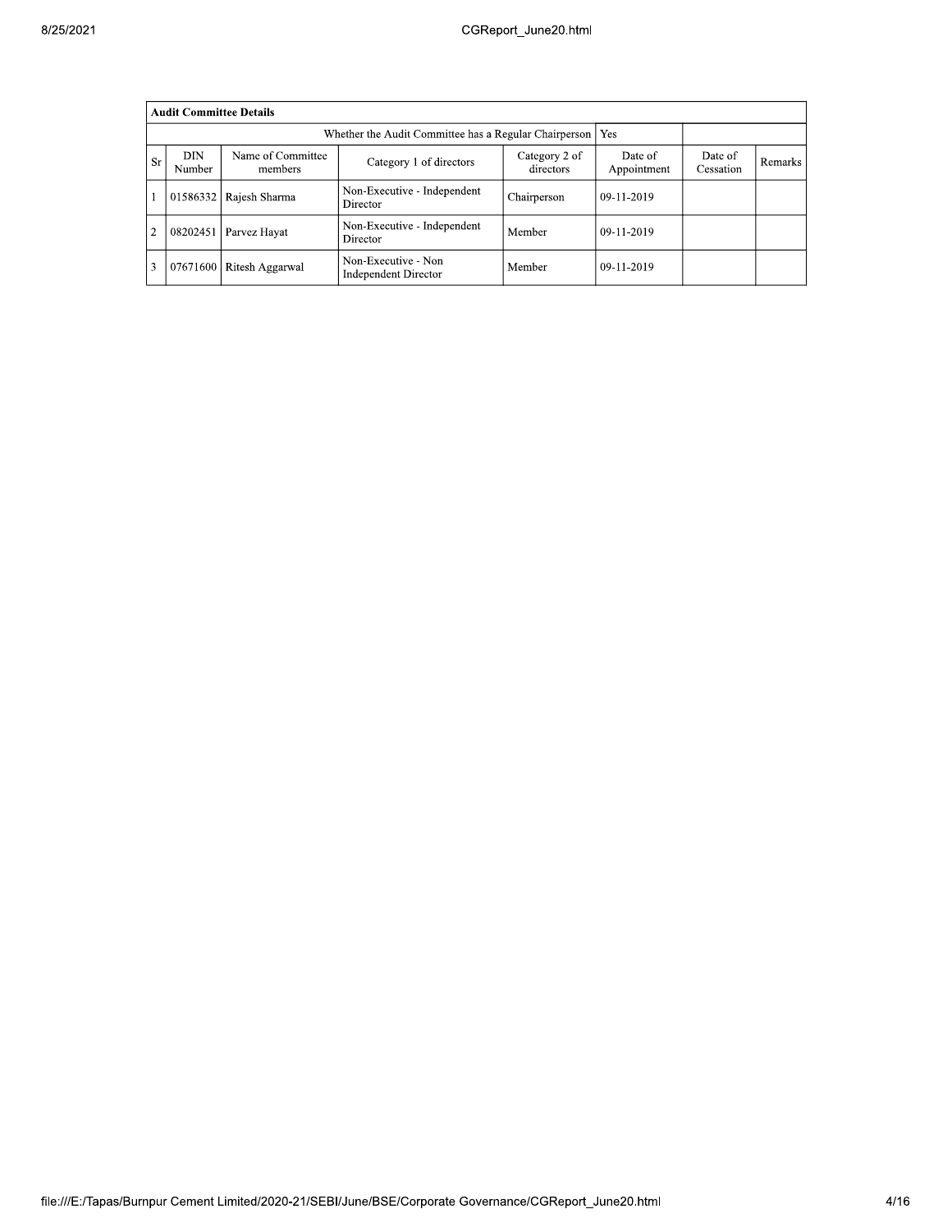| Audit Committee Details | | | | | | | |
|---|---|---|---|---|---|---|---|
| Whether the Audit Committee has a Regular Chairperson | | | | | Yes | | |
| Sr | DIN Number | Name of Committee members | Category 1 of directors | Category 2 of directors | Date of Appointment | Date of Cessation | Remarks |
| 1 | 01586332 | Rajesh Sharma | Non-Executive - Independent Director | Chairperson | 09-11-2019 | | |
| 2 | 08202451 | Parvez Hayat | Non-Executive - Independent Director | Member | 09-11-2019 | | |
| 3 | 07671600 | Ritesh Aggarwal | Non-Executive - Non Independent Director | Member | 09-11-2019 | | |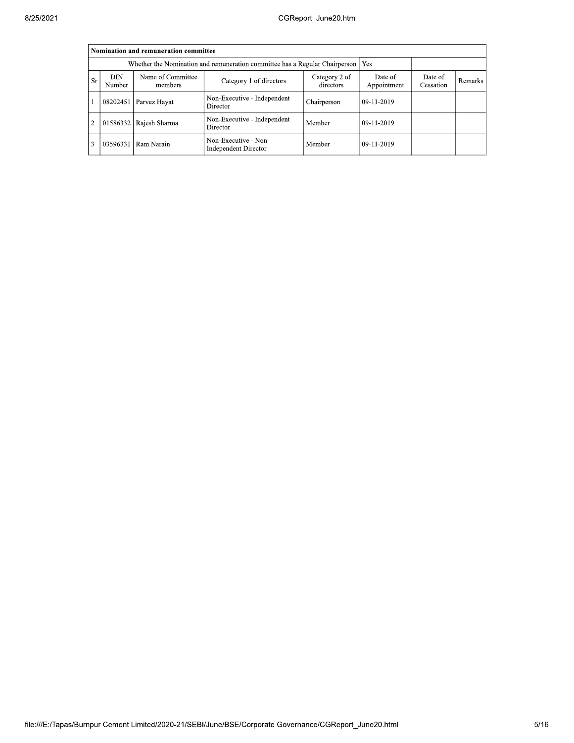| Nomination and remuneration committee | | | | | | | |
|---|---|---|---|---|---|---|---|
| Whether the Nomination and remuneration committee has a Regular Chairperson | | | | | Yes | | |
| Sr | DIN Number | Name of Committee members | Category 1 of directors | Category 2 of directors | Date of Appointment | Date of Cessation | Remarks |
| 1 | 08202451 | Parvez Hayat | Non-Executive - Independent Director | Chairperson | 09-11-2019 | | |
| 2 | 01586332 | Rajesh Sharma | Non-Executive - Independent Director | Member | 09-11-2019 | | |
| 3 | 03596331 | Ram Narain | Non-Executive - Non Independent Director | Member | 09-11-2019 | | |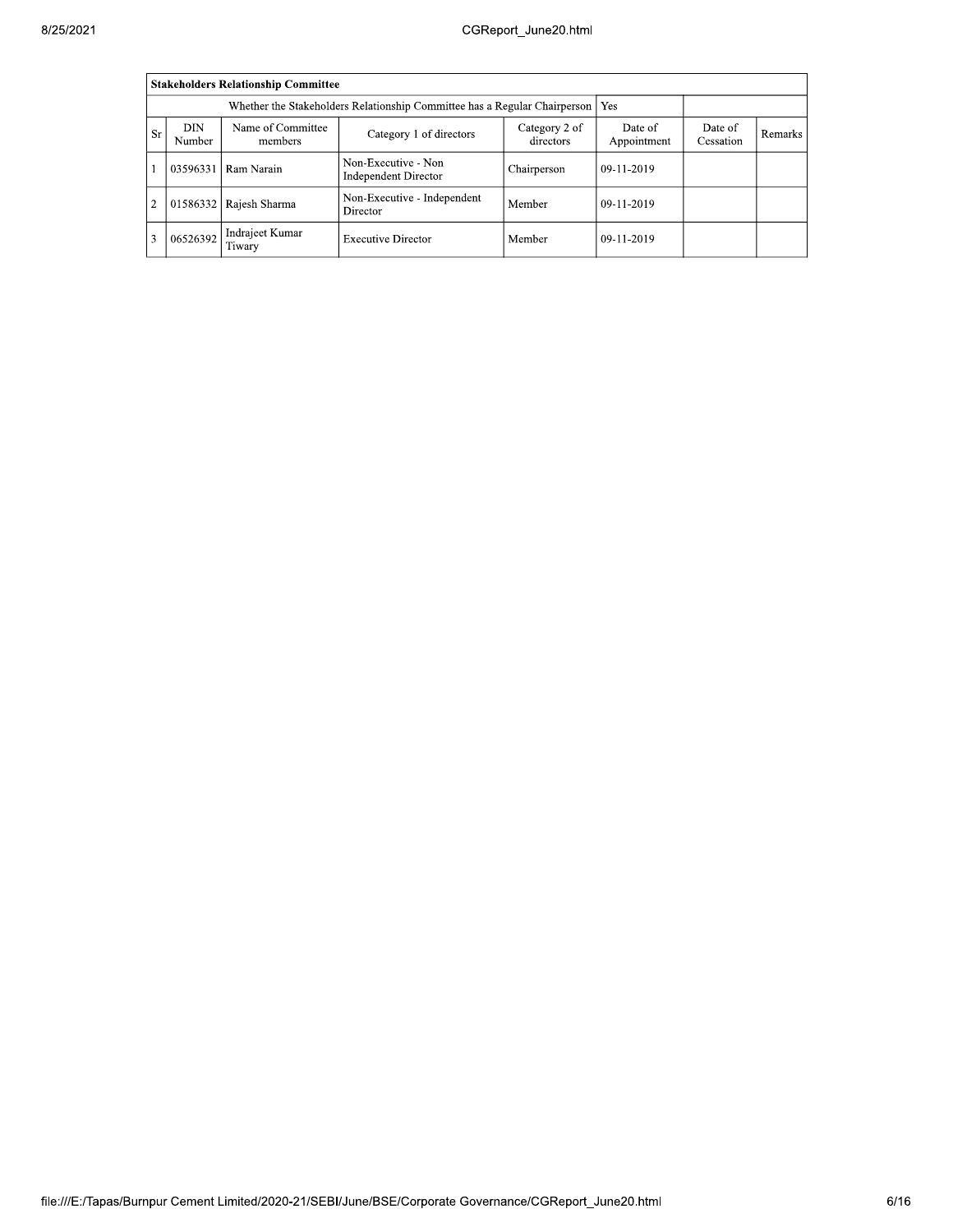| Stakeholders Relationship Committee | | | | | | | |
|---|---|---|---|---|---|---|---|
| Whether the Stakeholders Relationship Committee has a Regular Chairperson | | | | | Yes | | |
| Sr | DIN Number | Name of Committee members | Category 1 of directors | Category 2 of directors | Date of Appointment | Date of Cessation | Remarks |
| 1 | 03596331 | Ram Narain | Non-Executive - Non Independent Director | Chairperson | 09-11-2019 | | |
| 2 | 01586332 | Rajesh Sharma | Non-Executive - Independent Director | Member | 09-11-2019 | | |
| 3 | 06526392 | Indrajeet Kumar Tiwary | Executive Director | Member | 09-11-2019 | | |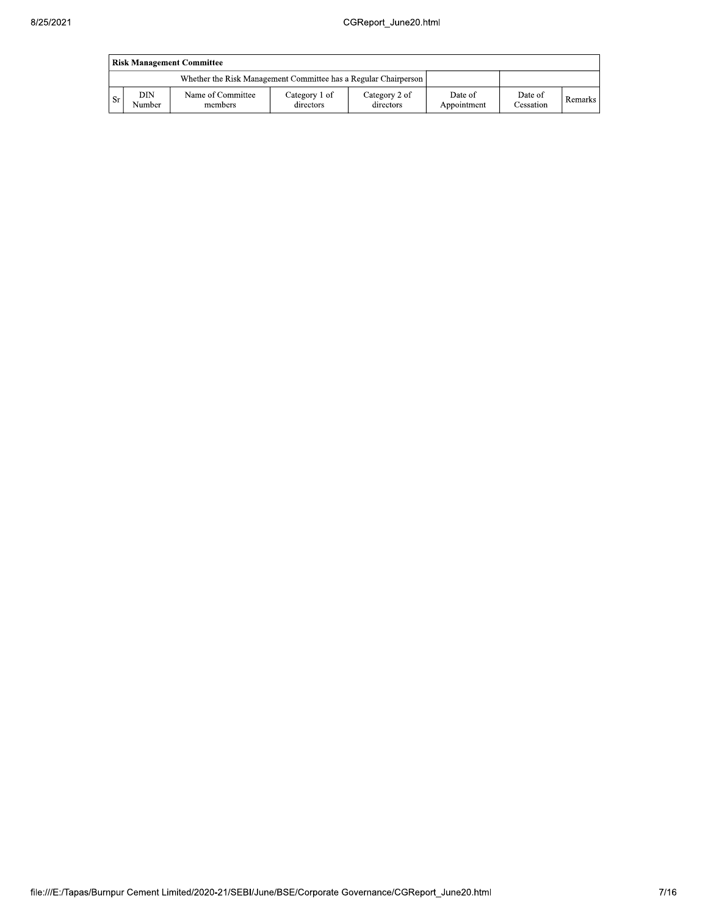| Risk Management Committee | | | | | | | |
|---|---|---|---|---|---|---|---|
| Whether the Risk Management Committee has a Regular Chairperson | | | | | | | |
| Sr | DIN Number | Name of Committee members | Category 1 of directors | Category 2 of directors | Date of Appointment | Date of Cessation | Remarks |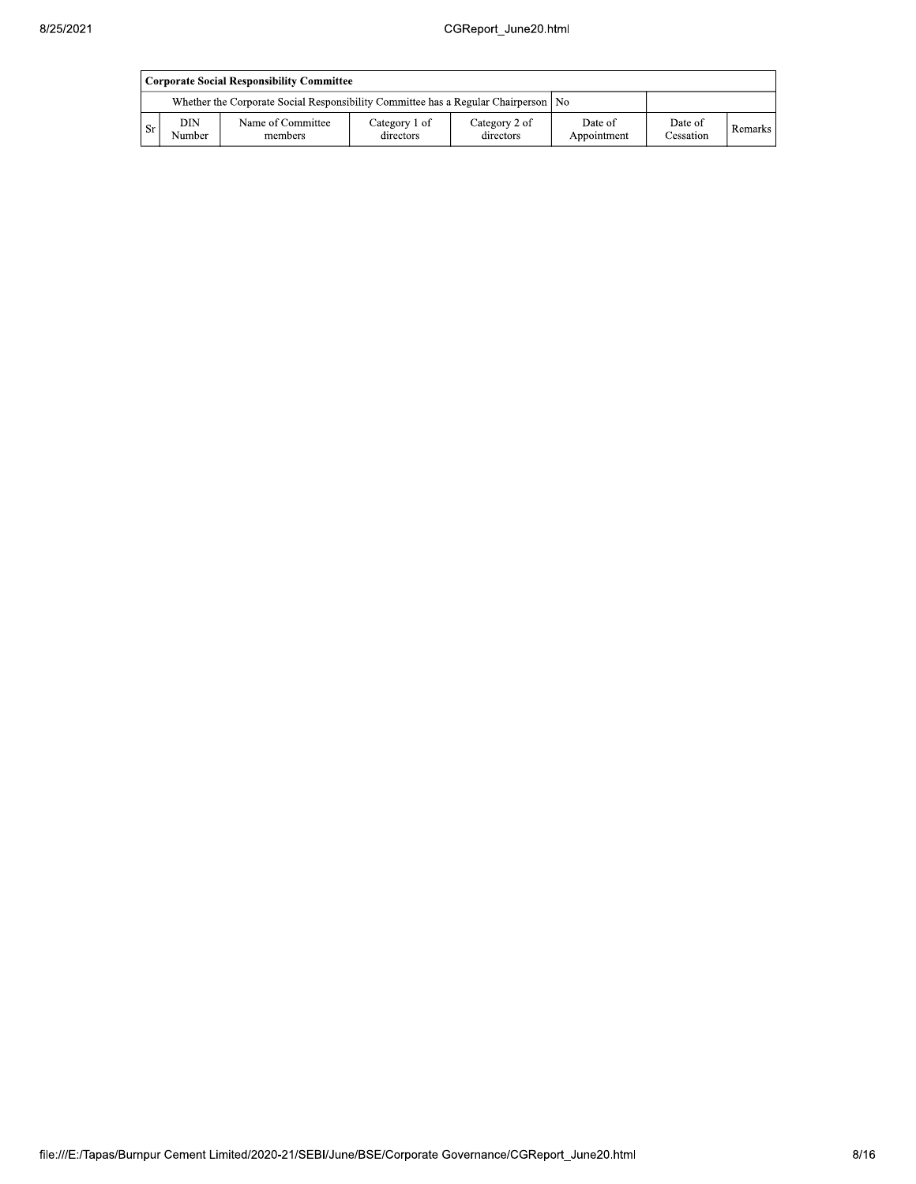| Corporate Social Responsibility Committee | | | | | | | |
|---|---|---|---|---|---|---|---|
| Whether the Corporate Social Responsibility Committee has a Regular Chairperson | | | | | No | | |
| Sr | DIN Number | Name of Committee members | Category 1 of directors | Category 2 of directors | Date of Appointment | Date of Cessation | Remarks |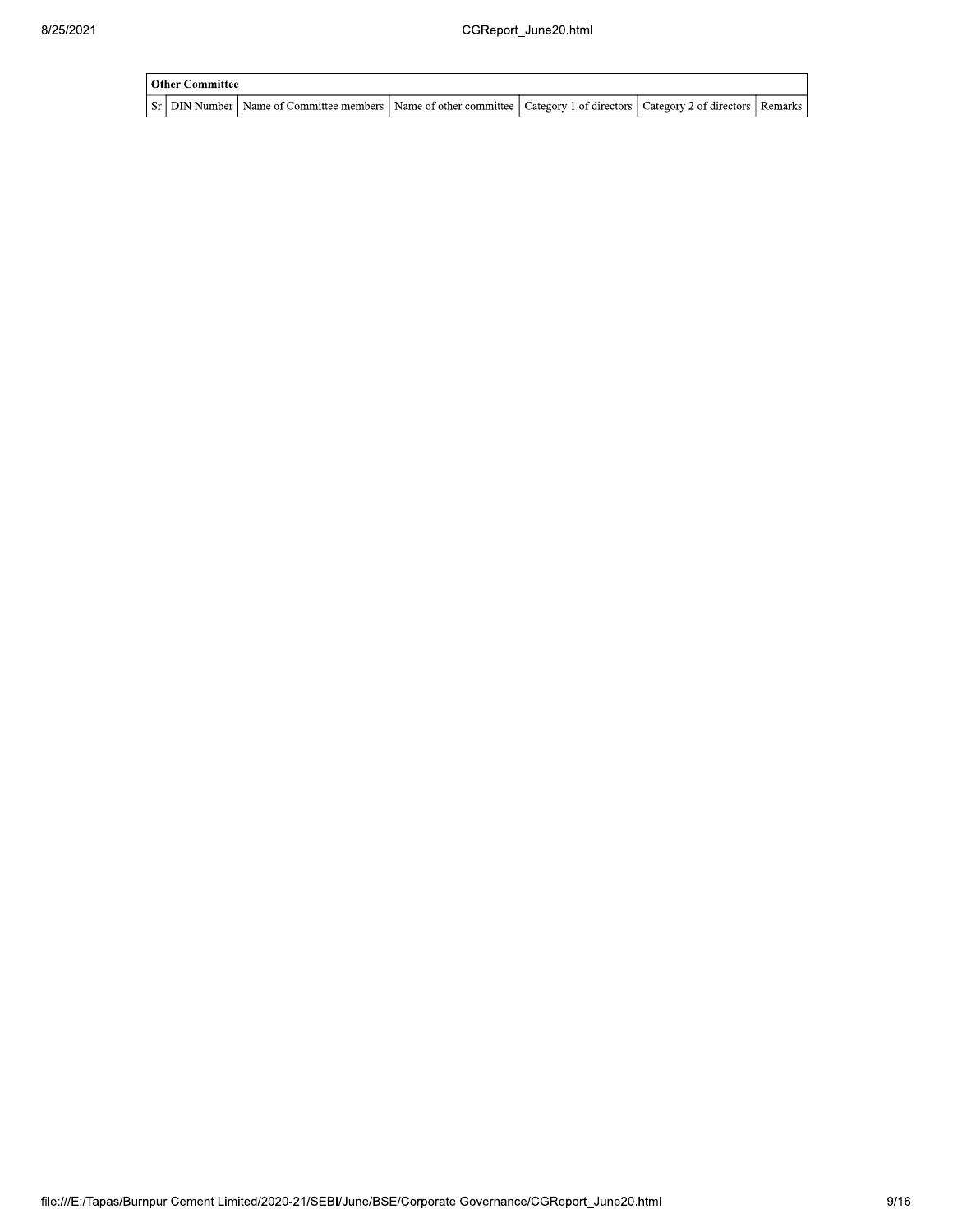| Other Committee | | | | | | |
|---|---|---|---|---|---|---|
| Sr | DIN Number | Name of Committee members | Name of other committee | Category 1 of directors | Category 2 of directors | Remarks |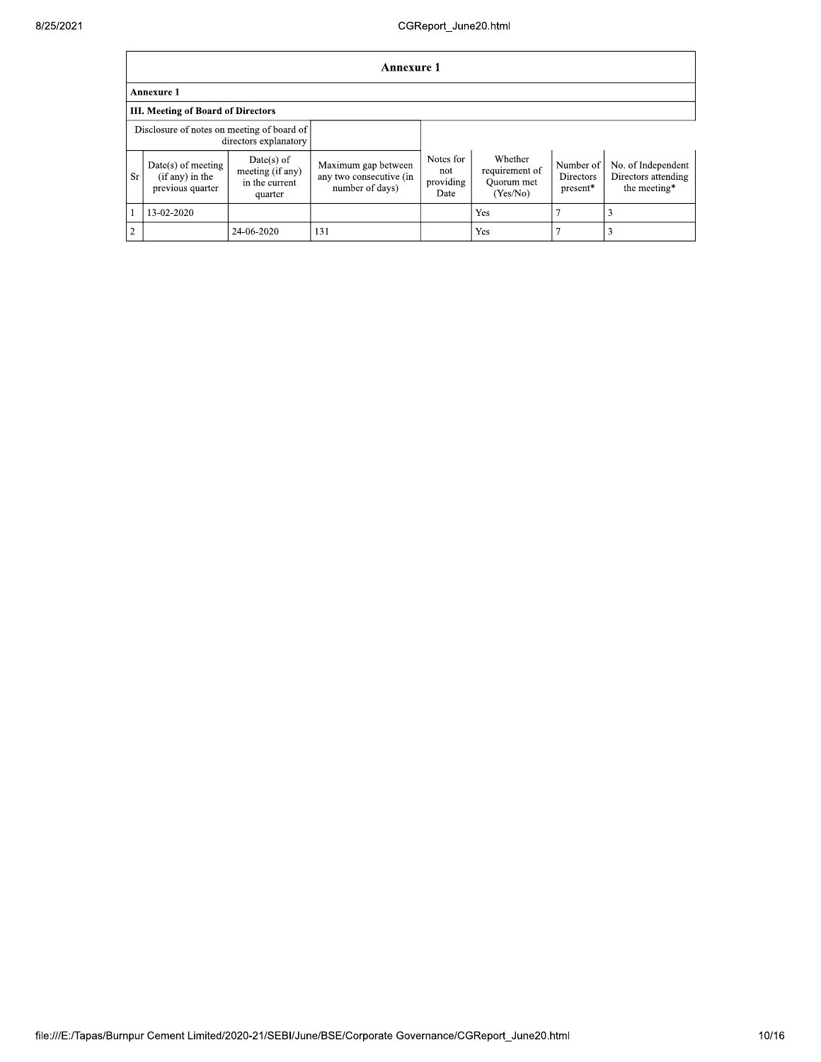## Annexure 1

### Annexure 1

### III. Meeting of Board of Directors

| Disclosure of notes on meeting of board of directors explanatory | | | | | | | |
|---|---|---|---|---|---|---|---|
| Sr | Date(s) of meeting (if any) in the previous quarter | Date(s) of meeting (if any) in the current quarter | Maximum gap between any two consecutive (in number of days) | Notes for not providing Date | Whether requirement of Quorum met (Yes/No) | Number of Directors present* | No. of Independent Directors attending the meeting* |
| 1 | 13-02-2020 | | | | Yes | 7 | 3 |
| 2 | | 24-06-2020 | 131 | | Yes | 7 | 3 |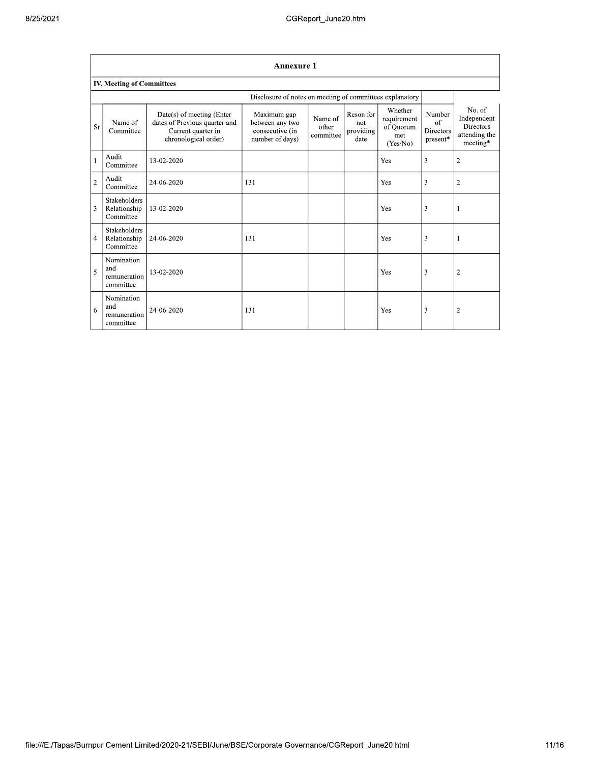## Annexure 1

### IV. Meeting of Committees

Disclosure of notes on meeting of committees explanatory

| Sr | Name of Committee | Date(s) of meeting (Enter dates of Previous quarter and Current quarter in chronological order) | Maximum gap between any two consecutive (in number of days) | Name of other committee | Reson for not providing date | Whether requirement of Quorum met (Yes/No) | Number of Directors present* | No. of Independent Directors attending the meeting* |
|---|---|---|---|---|---|---|---|---|
| 1 | Audit Committee | 13-02-2020 | | | | Yes | 3 | 2 |
| 2 | Audit Committee | 24-06-2020 | 131 | | | Yes | 3 | 2 |
| 3 | Stakeholders Relationship Committee | 13-02-2020 | | | | Yes | 3 | 1 |
| 4 | Stakeholders Relationship Committee | 24-06-2020 | 131 | | | Yes | 3 | 1 |
| 5 | Nomination and remuneration committee | 13-02-2020 | | | | Yes | 3 | 2 |
| 6 | Nomination and remuneration committee | 24-06-2020 | 131 | | | Yes | 3 | 2 |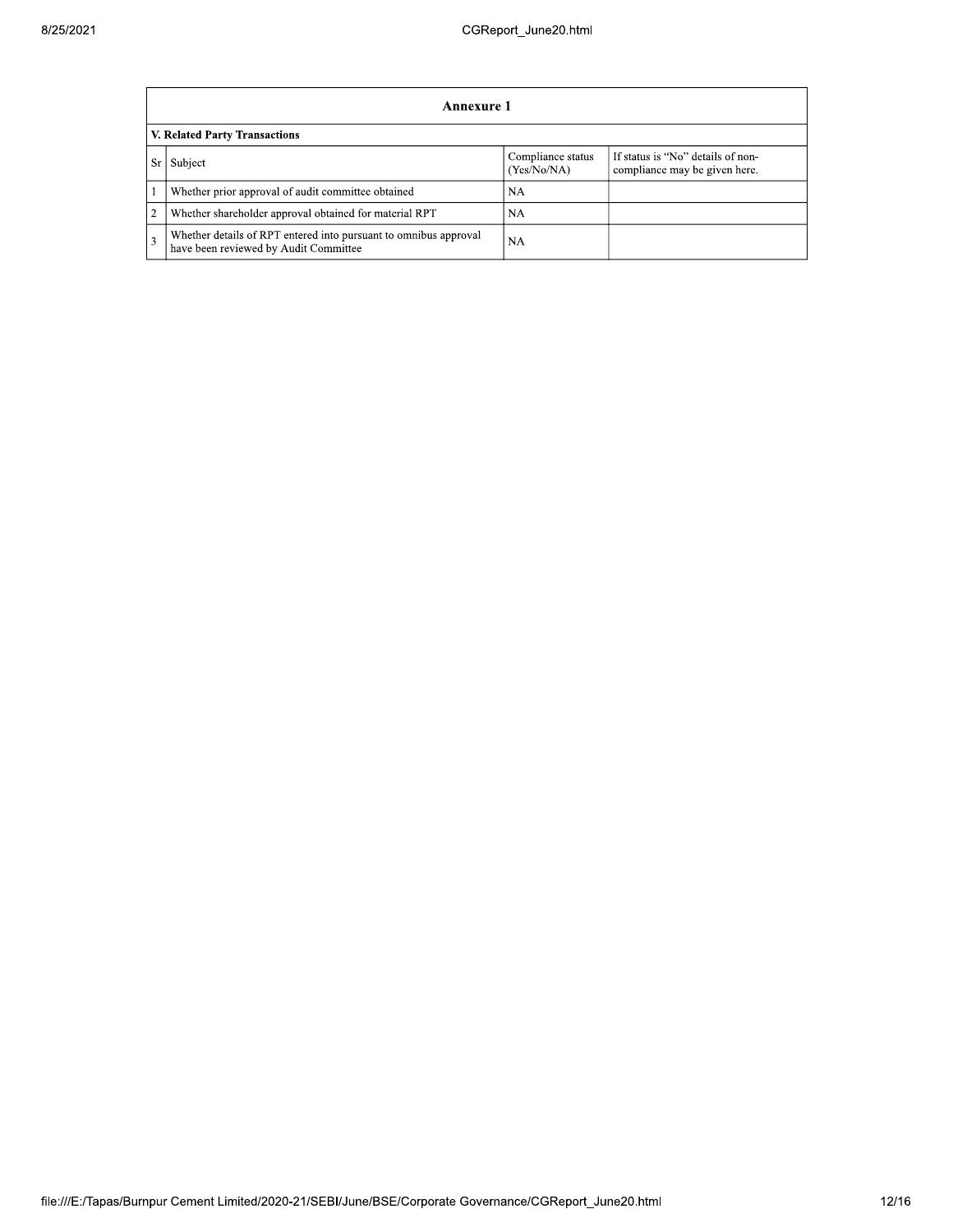| Annexure 1 | | | |
|---|---|---|---|
| **V. Related Party Transactions** | | | |
| Sr | Subject | Compliance status (Yes/No/NA) | If status is “No” details of non-compliance may be given here. |
| 1 | Whether prior approval of audit committee obtained | NA | |
| 2 | Whether shareholder approval obtained for material RPT | NA | |
| 3 | Whether details of RPT entered into pursuant to omnibus approval have been reviewed by Audit Committee | NA | |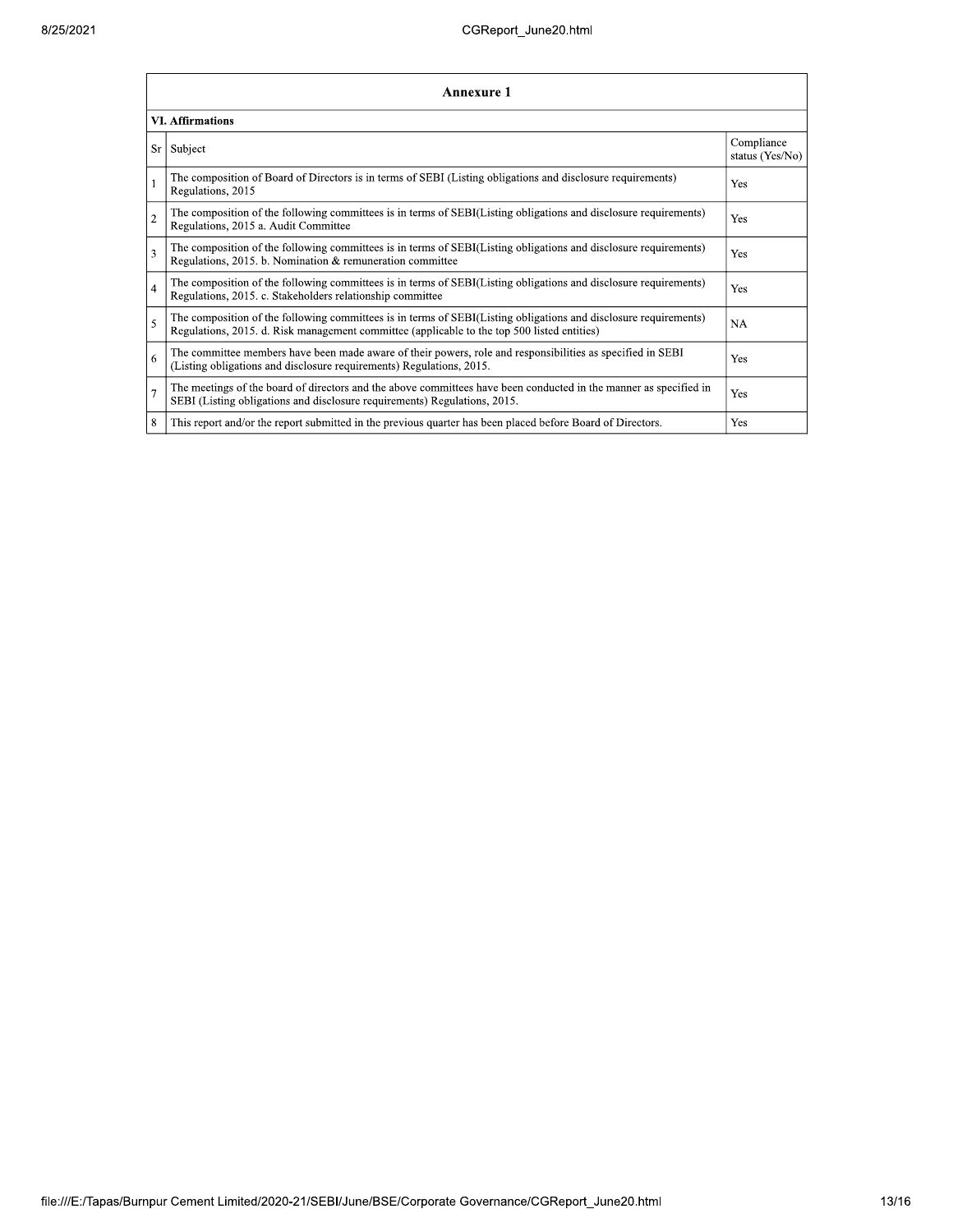## Annexure 1

| VI. Affirmations | | |
|---|---|---|
| Sr | Subject | Compliance status (Yes/No) |
| 1 | The composition of Board of Directors is in terms of SEBI (Listing obligations and disclosure requirements) Regulations, 2015 | Yes |
| 2 | The composition of the following committees is in terms of SEBI(Listing obligations and disclosure requirements) Regulations, 2015 a. Audit Committee | Yes |
| 3 | The composition of the following committees is in terms of SEBI(Listing obligations and disclosure requirements) Regulations, 2015. b. Nomination & remuneration committee | Yes |
| 4 | The composition of the following committees is in terms of SEBI(Listing obligations and disclosure requirements) Regulations, 2015. c. Stakeholders relationship committee | Yes |
| 5 | The composition of the following committees is in terms of SEBI(Listing obligations and disclosure requirements) Regulations, 2015. d. Risk management committee (applicable to the top 500 listed entities) | NA |
| 6 | The committee members have been made aware of their powers, role and responsibilities as specified in SEBI (Listing obligations and disclosure requirements) Regulations, 2015. | Yes |
| 7 | The meetings of the board of directors and the above committees have been conducted in the manner as specified in SEBI (Listing obligations and disclosure requirements) Regulations, 2015. | Yes |
| 8 | This report and/or the report submitted in the previous quarter has been placed before Board of Directors. | Yes |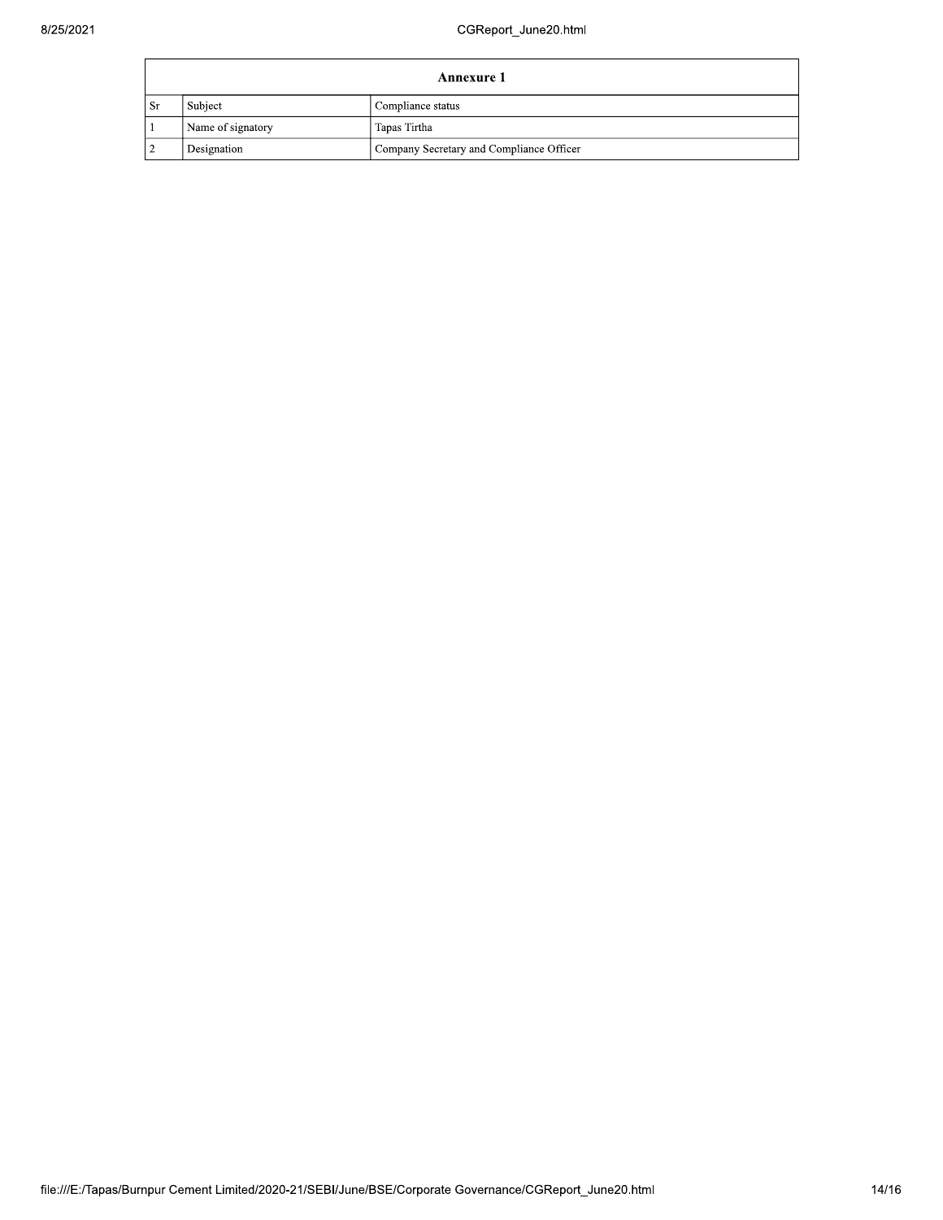| Annexure 1 | | |
|---|---|---|
| Sr | Subject | Compliance status |
| 1 | Name of signatory | Tapas Tirtha |
| 2 | Designation | Company Secretary and Compliance Officer |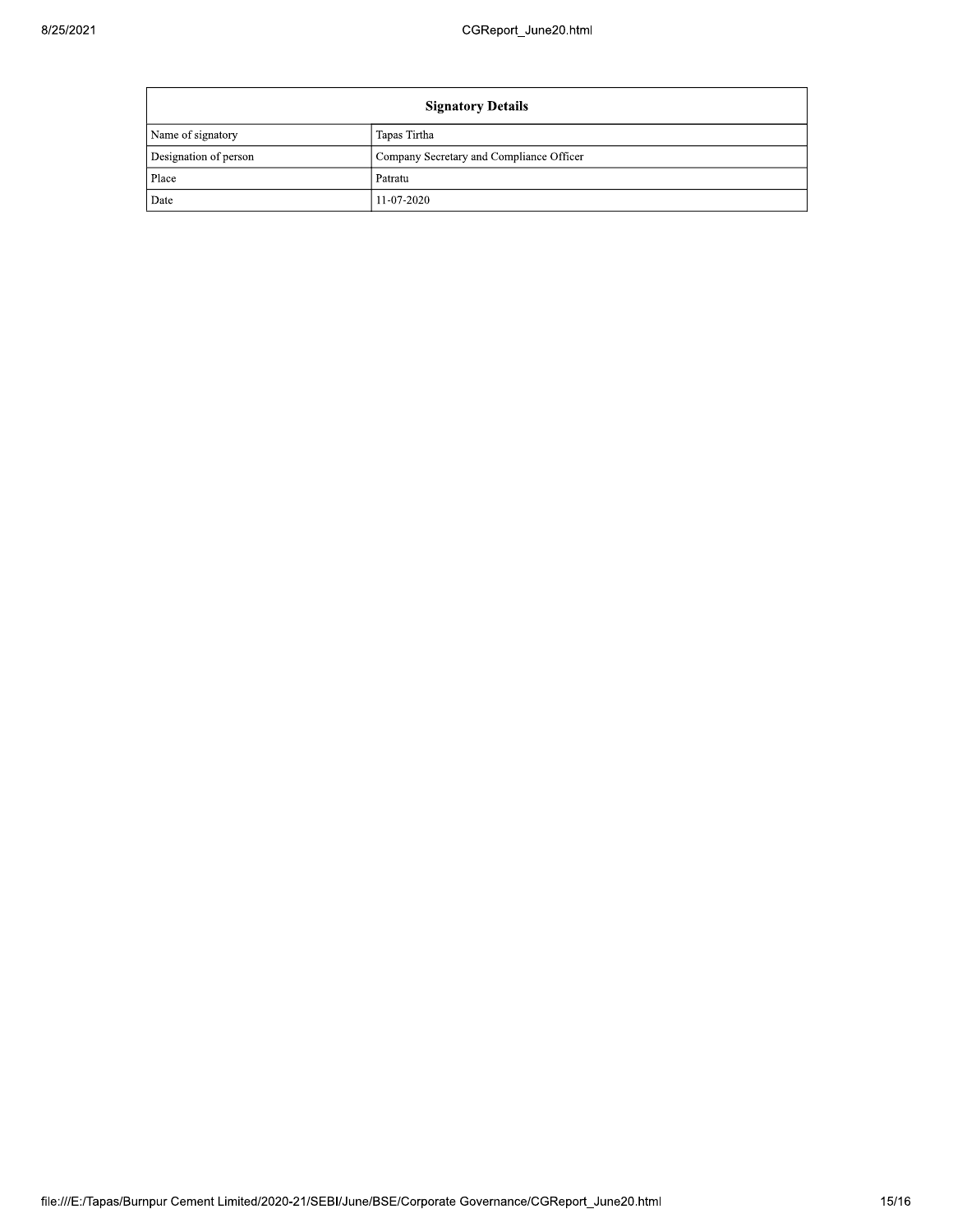| Signatory Details | |
| --- | --- |
| Name of signatory | Tapas Tirtha |
| Designation of person | Company Secretary and Compliance Officer |
| Place | Patratu |
| Date | 11-07-2020 |